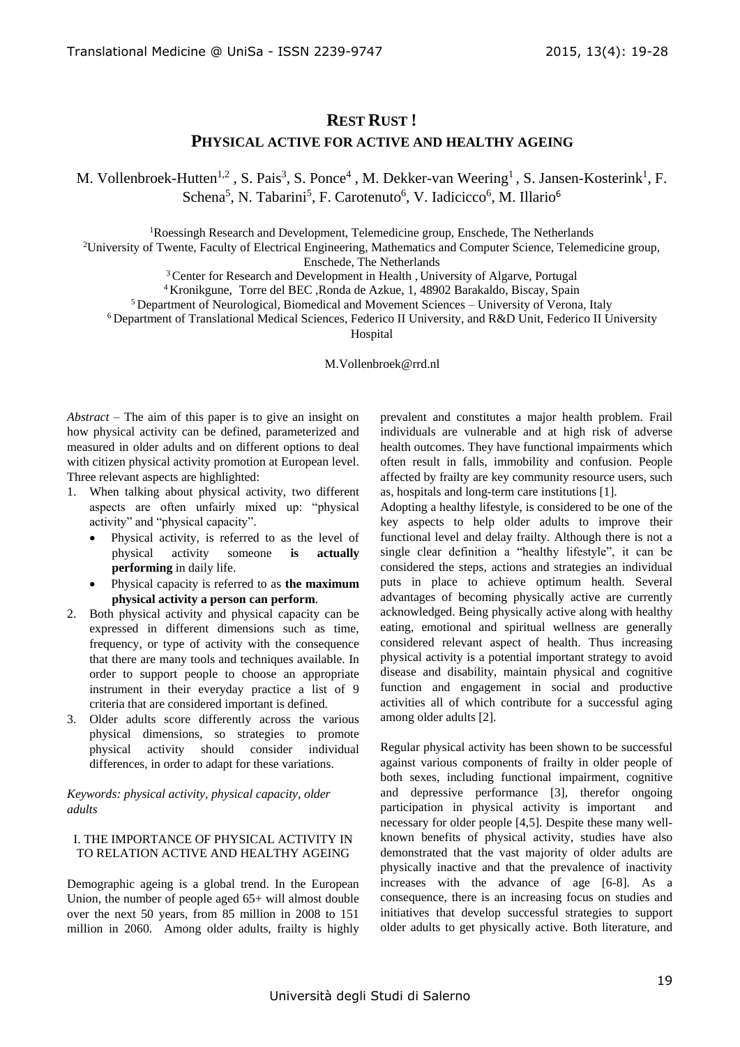# REST RUST !
## PHYSICAL ACTIVE FOR ACTIVE AND HEALTHY AGEING

M. Vollenbroek-Hutten[1,2] , S. Pais[3], S. Ponce[4] , M. Dekker-van Weering[1] , S. Jansen-Kosterink[1], F. Schena[5], N. Tabarini[5], F. Carotenuto[6], V. Iadicicco[6], M. Illario[6]

[1]Roessingh Research and Development, Telemedicine group, Enschede, The Netherlands
[2]University of Twente, Faculty of Electrical Engineering, Mathematics and Computer Science, Telemedicine group, Enschede, The Netherlands
[3] Center for Research and Development in Health , University of Algarve, Portugal
[4] Kronikgune, Torre del BEC ,Ronda de Azkue, 1, 48902 Barakaldo, Biscay, Spain
[5] Department of Neurological, Biomedical and Movement Sciences – University of Verona, Italy
[6] Department of Translational Medical Sciences, Federico II University, and R&D Unit, Federico II University Hospital

M.Vollenbroek@rrd.nl

*Abstract* – The aim of this paper is to give an insight on how physical activity can be defined, parameterized and measured in older adults and on different options to deal with citizen physical activity promotion at European level. Three relevant aspects are highlighted:

1. When talking about physical activity, two different aspects are often unfairly mixed up: "physical activity" and "physical capacity".
   - Physical activity, is referred to as the level of physical activity someone **is actually performing** in daily life.
   - Physical capacity is referred to as **the maximum physical activity a person can perform**.
2. Both physical activity and physical capacity can be expressed in different dimensions such as time, frequency, or type of activity with the consequence that there are many tools and techniques available. In order to support people to choose an appropriate instrument in their everyday practice a list of 9 criteria that are considered important is defined.
3. Older adults score differently across the various physical dimensions, so strategies to promote physical activity should consider individual differences, in order to adapt for these variations.

*Keywords: physical activity, physical capacity, older adults*

### I. THE IMPORTANCE OF PHYSICAL ACTIVITY IN TO RELATION ACTIVE AND HEALTHY AGEING

Demographic ageing is a global trend. In the European Union, the number of people aged 65+ will almost double over the next 50 years, from 85 million in 2008 to 151 million in 2060. Among older adults, frailty is highly prevalent and constitutes a major health problem. Frail individuals are vulnerable and at high risk of adverse health outcomes. They have functional impairments which often result in falls, immobility and confusion. People affected by frailty are key community resource users, such as, hospitals and long-term care institutions [1].

Adopting a healthy lifestyle, is considered to be one of the key aspects to help older adults to improve their functional level and delay frailty. Although there is not a single clear definition a "healthy lifestyle", it can be considered the steps, actions and strategies an individual puts in place to achieve optimum health. Several advantages of becoming physically active are currently acknowledged. Being physically active along with healthy eating, emotional and spiritual wellness are generally considered relevant aspect of health. Thus increasing physical activity is a potential important strategy to avoid disease and disability, maintain physical and cognitive function and engagement in social and productive activities all of which contribute for a successful aging among older adults [2].

Regular physical activity has been shown to be successful against various components of frailty in older people of both sexes, including functional impairment, cognitive and depressive performance [3], therefor ongoing participation in physical activity is important and necessary for older people [4,5]. Despite these many well-known benefits of physical activity, studies have also demonstrated that the vast majority of older adults are physically inactive and that the prevalence of inactivity increases with the advance of age [6-8]. As a consequence, there is an increasing focus on studies and initiatives that develop successful strategies to support older adults to get physically active. Both literature, and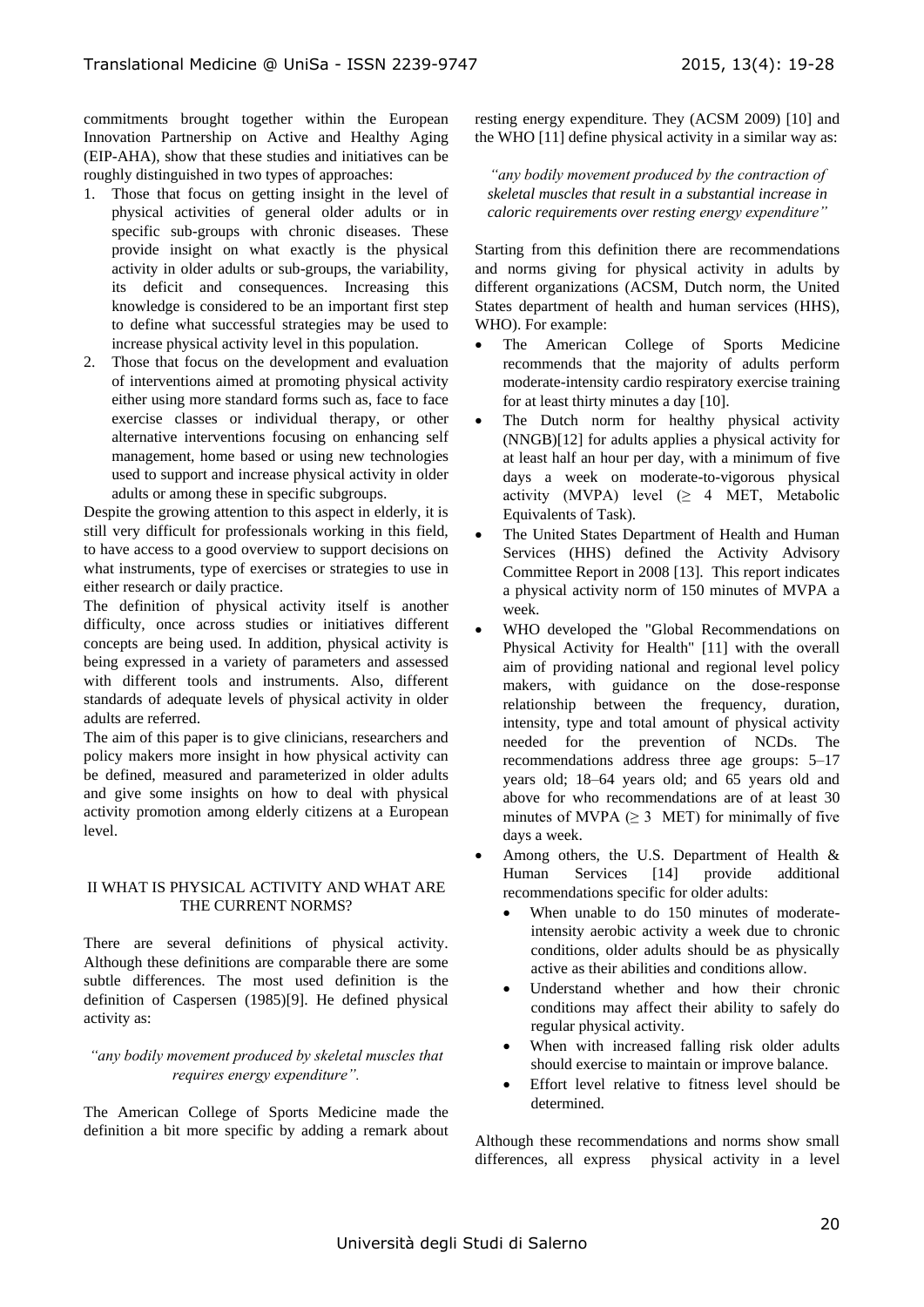commitments brought together within the European Innovation Partnership on Active and Healthy Aging (EIP-AHA), show that these studies and initiatives can be roughly distinguished in two types of approaches:

1. Those that focus on getting insight in the level of physical activities of general older adults or in specific sub-groups with chronic diseases. These provide insight on what exactly is the physical activity in older adults or sub-groups, the variability, its deficit and consequences. Increasing this knowledge is considered to be an important first step to define what successful strategies may be used to increase physical activity level in this population.
2. Those that focus on the development and evaluation of interventions aimed at promoting physical activity either using more standard forms such as, face to face exercise classes or individual therapy, or other alternative interventions focusing on enhancing self management, home based or using new technologies used to support and increase physical activity in older adults or among these in specific subgroups.

Despite the growing attention to this aspect in elderly, it is still very difficult for professionals working in this field, to have access to a good overview to support decisions on what instruments, type of exercises or strategies to use in either research or daily practice.

The definition of physical activity itself is another difficulty, once across studies or initiatives different concepts are being used. In addition, physical activity is being expressed in a variety of parameters and assessed with different tools and instruments. Also, different standards of adequate levels of physical activity in older adults are referred.

The aim of this paper is to give clinicians, researchers and policy makers more insight in how physical activity can be defined, measured and parameterized in older adults and give some insights on how to deal with physical activity promotion among elderly citizens at a European level.

## II WHAT IS PHYSICAL ACTIVITY AND WHAT ARE THE CURRENT NORMS?

There are several definitions of physical activity. Although these definitions are comparable there are some subtle differences. The most used definition is the definition of Caspersen (1985)[9]. He defined physical activity as:

*"any bodily movement produced by skeletal muscles that requires energy expenditure".*

The American College of Sports Medicine made the definition a bit more specific by adding a remark about resting energy expenditure. They (ACSM 2009) [10] and the WHO [11] define physical activity in a similar way as:

*"any bodily movement produced by the contraction of skeletal muscles that result in a substantial increase in caloric requirements over resting energy expenditure"*

Starting from this definition there are recommendations and norms giving for physical activity in adults by different organizations (ACSM, Dutch norm, the United States department of health and human services (HHS), WHO). For example:

- The American College of Sports Medicine recommends that the majority of adults perform moderate-intensity cardio respiratory exercise training for at least thirty minutes a day [10].
- The Dutch norm for healthy physical activity (NNGB)[12] for adults applies a physical activity for at least half an hour per day, with a minimum of five days a week on moderate-to-vigorous physical activity (MVPA) level ($\geq$ 4 MET, Metabolic Equivalents of Task).
- The United States Department of Health and Human Services (HHS) defined the Activity Advisory Committee Report in 2008 [13]. This report indicates a physical activity norm of 150 minutes of MVPA a week.
- WHO developed the "Global Recommendations on Physical Activity for Health" [11] with the overall aim of providing national and regional level policy makers, with guidance on the dose-response relationship between the frequency, duration, intensity, type and total amount of physical activity needed for the prevention of NCDs. The recommendations address three age groups: 5–17 years old; 18–64 years old; and 65 years old and above for who recommendations are of at least 30 minutes of MVPA ($\geq$ 3 MET) for minimally of five days a week.
- Among others, the U.S. Department of Health & Human Services [14] provide additional recommendations specific for older adults:
  - When unable to do 150 minutes of moderate-intensity aerobic activity a week due to chronic conditions, older adults should be as physically active as their abilities and conditions allow.
  - Understand whether and how their chronic conditions may affect their ability to safely do regular physical activity.
  - When with increased falling risk older adults should exercise to maintain or improve balance.
  - Effort level relative to fitness level should be determined.

Although these recommendations and norms show small differences, all express physical activity in a level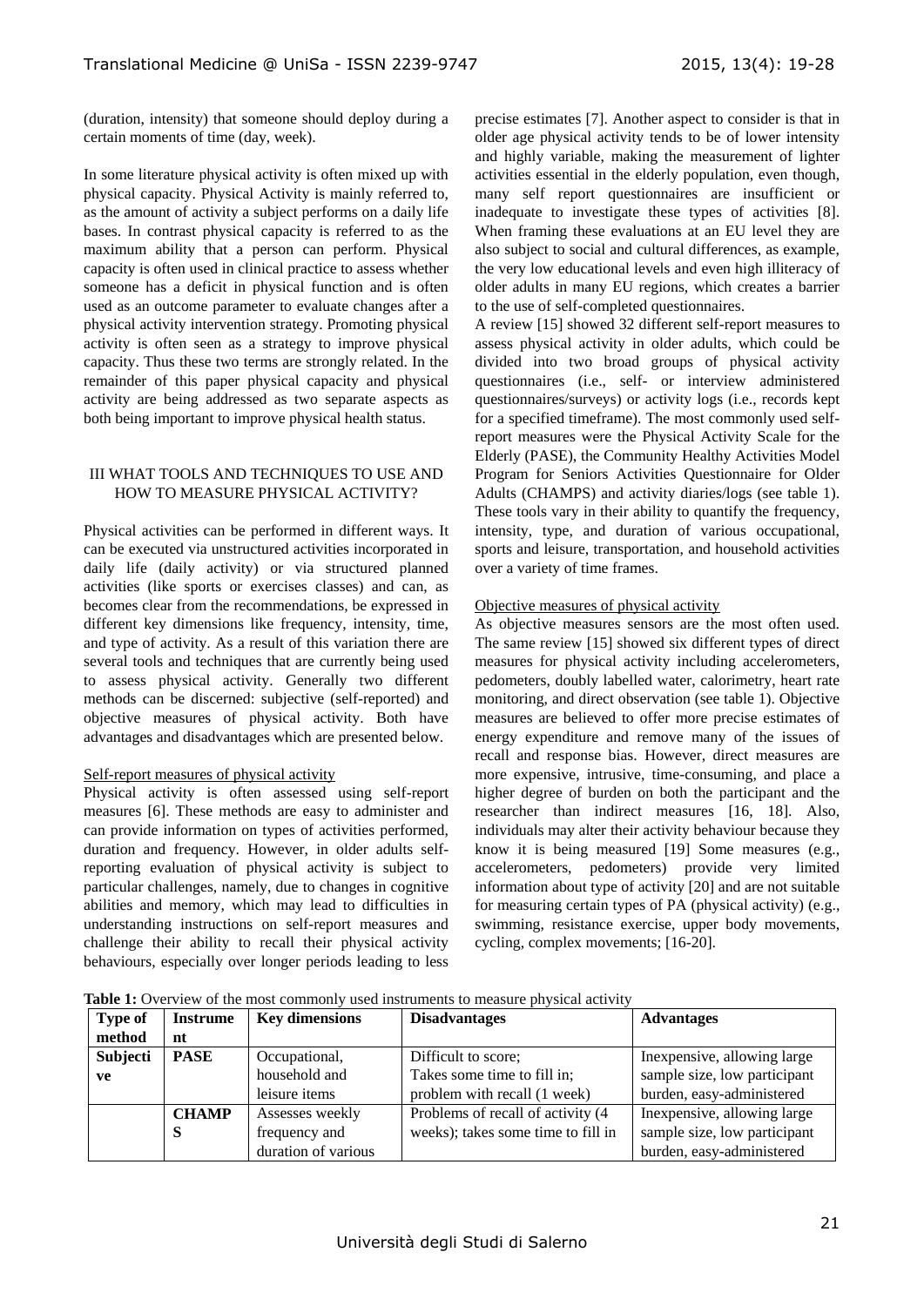(duration, intensity) that someone should deploy during a certain moments of time (day, week).

In some literature physical activity is often mixed up with physical capacity. Physical Activity is mainly referred to, as the amount of activity a subject performs on a daily life bases. In contrast physical capacity is referred to as the maximum ability that a person can perform. Physical capacity is often used in clinical practice to assess whether someone has a deficit in physical function and is often used as an outcome parameter to evaluate changes after a physical activity intervention strategy. Promoting physical activity is often seen as a strategy to improve physical capacity. Thus these two terms are strongly related. In the remainder of this paper physical capacity and physical activity are being addressed as two separate aspects as both being important to improve physical health status.

## III WHAT TOOLS AND TECHNIQUES TO USE AND HOW TO MEASURE PHYSICAL ACTIVITY?

Physical activities can be performed in different ways. It can be executed via unstructured activities incorporated in daily life (daily activity) or via structured planned activities (like sports or exercises classes) and can, as becomes clear from the recommendations, be expressed in different key dimensions like frequency, intensity, time, and type of activity. As a result of this variation there are several tools and techniques that are currently being used to assess physical activity. Generally two different methods can be discerned: subjective (self-reported) and objective measures of physical activity. Both have advantages and disadvantages which are presented below.

### Self-report measures of physical activity

Physical activity is often assessed using self-report measures [6]. These methods are easy to administer and can provide information on types of activities performed, duration and frequency. However, in older adults self-reporting evaluation of physical activity is subject to particular challenges, namely, due to changes in cognitive abilities and memory, which may lead to difficulties in understanding instructions on self-report measures and challenge their ability to recall their physical activity behaviours, especially over longer periods leading to less precise estimates [7]. Another aspect to consider is that in older age physical activity tends to be of lower intensity and highly variable, making the measurement of lighter activities essential in the elderly population, even though, many self report questionnaires are insufficient or inadequate to investigate these types of activities [8]. When framing these evaluations at an EU level they are also subject to social and cultural differences, as example, the very low educational levels and even high illiteracy of older adults in many EU regions, which creates a barrier to the use of self-completed questionnaires.

A review [15] showed 32 different self-report measures to assess physical activity in older adults, which could be divided into two broad groups of physical activity questionnaires (i.e., self- or interview administered questionnaires/surveys) or activity logs (i.e., records kept for a specified timeframe). The most commonly used self-report measures were the Physical Activity Scale for the Elderly (PASE), the Community Healthy Activities Model Program for Seniors Activities Questionnaire for Older Adults (CHAMPS) and activity diaries/logs (see table 1). These tools vary in their ability to quantify the frequency, intensity, type, and duration of various occupational, sports and leisure, transportation, and household activities over a variety of time frames.

### Objective measures of physical activity

As objective measures sensors are the most often used. The same review [15] showed six different types of direct measures for physical activity including accelerometers, pedometers, doubly labelled water, calorimetry, heart rate monitoring, and direct observation (see table 1). Objective measures are believed to offer more precise estimates of energy expenditure and remove many of the issues of recall and response bias. However, direct measures are more expensive, intrusive, time-consuming, and place a higher degree of burden on both the participant and the researcher than indirect measures [16, 18]. Also, individuals may alter their activity behaviour because they know it is being measured [19] Some measures (e.g., accelerometers, pedometers) provide very limited information about type of activity [20] and are not suitable for measuring certain types of PA (physical activity) (e.g., swimming, resistance exercise, upper body movements, cycling, complex movements; [16-20].

**Table 1:** Overview of the most commonly used instruments to measure physical activity

| Type of method | Instrument | Key dimensions | Disadvantages | Advantages |
|---|---|---|---|---|
| **Subjective** | **PASE** | Occupational, household and leisure items | Difficult to score; Takes some time to fill in; problem with recall (1 week) | Inexpensive, allowing large sample size, low participant burden, easy-administered |
| | **CHAMPS** | Assesses weekly frequency and duration of various | Problems of recall of activity (4 weeks); takes some time to fill in | Inexpensive, allowing large sample size, low participant burden, easy-administered |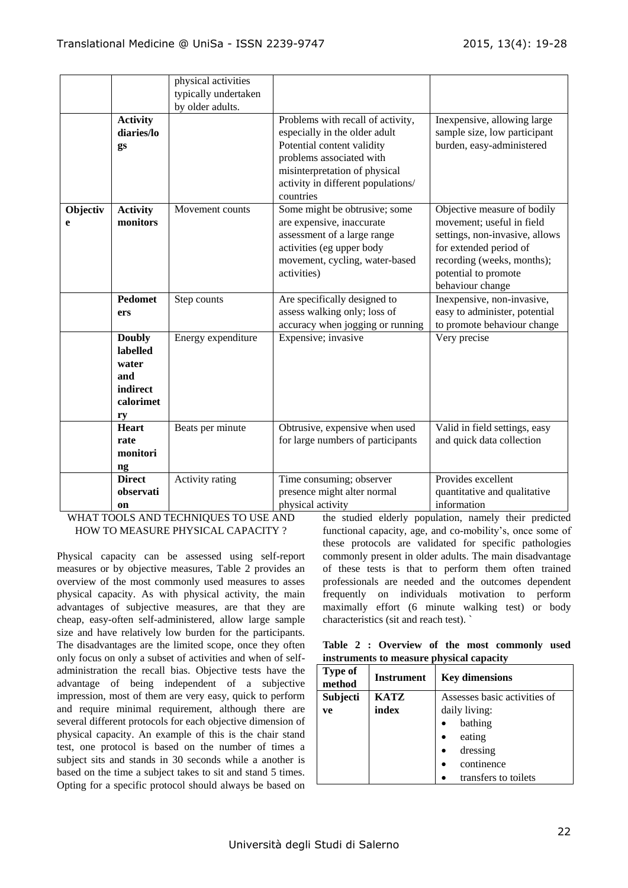|  |  | physical activities typically undertaken by older adults. |  |  |
|---|---|---|---|---|
|  | **Activity diaries/logs** |  | Problems with recall of activity, especially in the older adult Potential content validity problems associated with misinterpretation of physical activity in different populations/ countries | Inexpensive, allowing large sample size, low participant burden, easy-administered |
| **Objective** | **Activity monitors** | Movement counts | Some might be obtrusive; some are expensive, inaccurate assessment of a large range activities (eg upper body movement, cycling, water-based activities) | Objective measure of bodily movement; useful in field settings, non-invasive, allows for extended period of recording (weeks, months); potential to promote behaviour change |
|  | **Pedometers** | Step counts | Are specifically designed to assess walking only; loss of accuracy when jogging or running | Inexpensive, non-invasive, easy to administer, potential to promote behaviour change |
|  | **Doubly labelled water and indirect calorimetry** | Energy expenditure | Expensive; invasive | Very precise |
|  | **Heart rate monitoring** | Beats per minute | Obtrusive, expensive when used for large numbers of participants | Valid in field settings, easy and quick data collection |
|  | **Direct observation** | Activity rating | Time consuming; observer presence might alter normal physical activity | Provides excellent quantitative and qualitative information |

WHAT TOOLS AND TECHNIQUES TO USE AND HOW TO MEASURE PHYSICAL CAPACITY ?

Physical capacity can be assessed using self-report measures or by objective measures, Table 2 provides an overview of the most commonly used measures to asses physical capacity. As with physical activity, the main advantages of subjective measures, are that they are cheap, easy-often self-administered, allow large sample size and have relatively low burden for the participants. The disadvantages are the limited scope, once they often only focus on only a subset of activities and when of self-administration the recall bias. Objective tests have the advantage of being independent of a subjective impression, most of them are very easy, quick to perform and require minimal requirement, although there are several different protocols for each objective dimension of physical capacity. An example of this is the chair stand test, one protocol is based on the number of times a subject sits and stands in 30 seconds while a another is based on the time a subject takes to sit and stand 5 times. Opting for a specific protocol should always be based on the studied elderly population, namely their predicted functional capacity, age, and co-mobility's, once some of these protocols are validated for specific pathologies commonly present in older adults. The main disadvantage of these tests is that to perform them often trained professionals are needed and the outcomes dependent frequently on individuals motivation to perform maximally effort (6 minute walking test) or body characteristics (sit and reach test). `

**Table 2 : Overview of the most commonly used instruments to measure physical capacity**

| Type of method | Instrument | Key dimensions |
|---|---|---|
| **Subjective** | **KATZ index** | Assesses basic activities of daily living: <br>• bathing <br>• eating <br>• dressing <br>• continence <br>• transfers to toilets |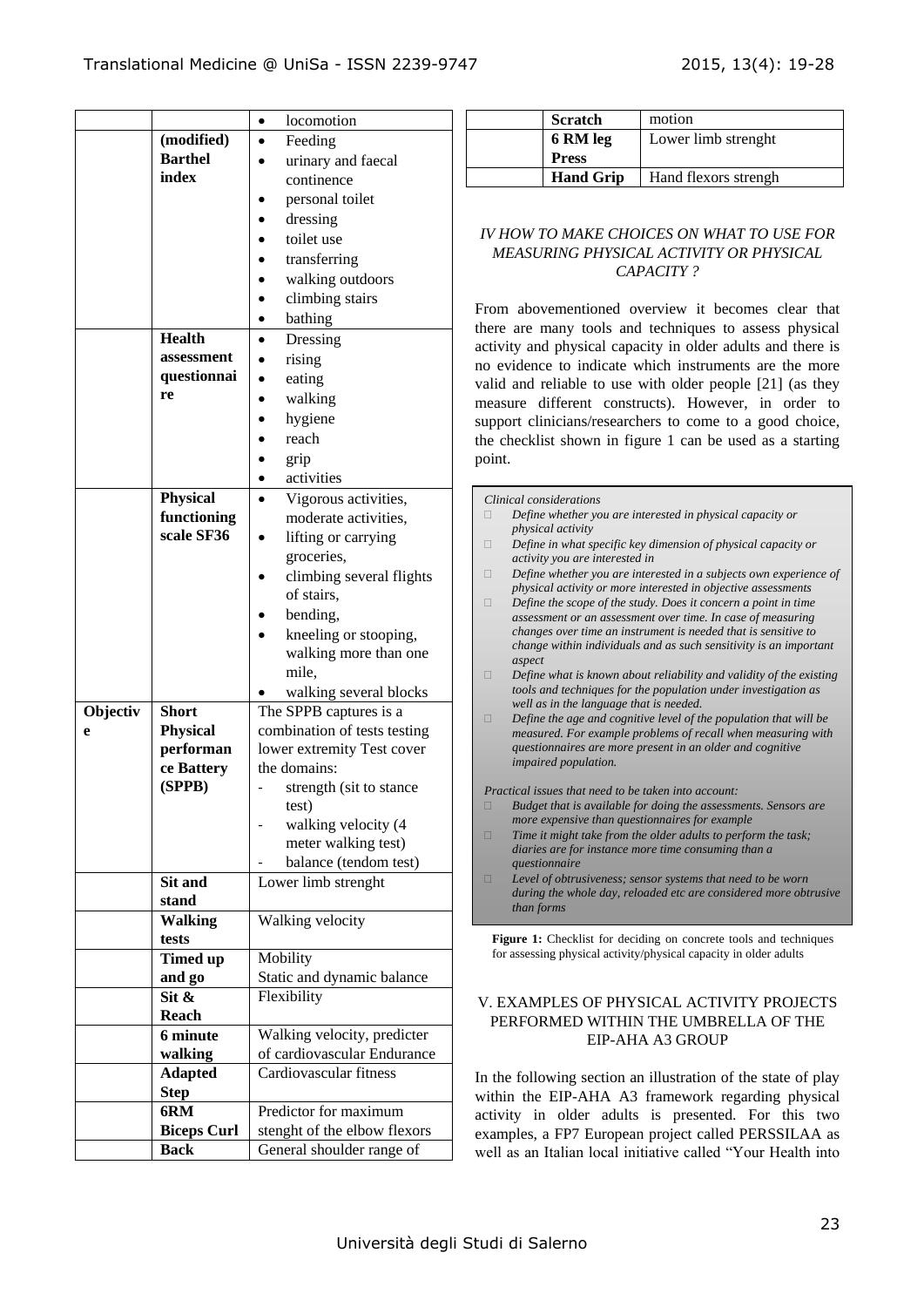|  |  |  |
|---|---|---|
|  |  | • locomotion |
|  | **(modified) Barthel index** | • Feeding<br>• urinary and faecal continence<br>• personal toilet<br>• dressing<br>• toilet use<br>• transferring<br>• walking outdoors<br>• climbing stairs<br>• bathing |
|  | **Health assessment questionnaire** | • Dressing<br>• rising<br>• eating<br>• walking<br>• hygiene<br>• reach<br>• grip<br>• activities |
|  | **Physical functioning scale SF36** | • Vigorous activities, moderate activities,<br>• lifting or carrying groceries,<br>• climbing several flights of stairs,<br>• bending,<br>• kneeling or stooping, walking more than one mile,<br>• walking several blocks |
| **Objective** | **Short Physical performance Battery (SPPB)** | The SPPB captures is a combination of tests testing lower extremity Test cover the domains:<br>- strength (sit to stance test)<br>- walking velocity (4 meter walking test)<br>- balance (tendom test) |
|  | **Sit and stand** | Lower limb strenght |
|  | **Walking tests** | Walking velocity |
|  | **Timed up and go** | Mobility<br>Static and dynamic balance |
|  | **Sit & Reach** | Flexibility |
|  | **6 minute walking** | Walking velocity, predicter of cardiovascular Endurance |
|  | **Adapted Step** | Cardiovascular fitness |
|  | **6RM Biceps Curl** | Predictor for maximum stenght of the elbow flexors |
|  | **Back Scratch** | General shoulder range of motion |
|  | **6 RM leg Press** | Lower limb strenght |
|  | **Hand Grip** | Hand flexors strengh |

*IV HOW TO MAKE CHOICES ON WHAT TO USE FOR MEASURING PHYSICAL ACTIVITY OR PHYSICAL CAPACITY ?*

From abovementioned overview it becomes clear that there are many tools and techniques to assess physical activity and physical capacity in older adults and there is no evidence to indicate which instruments are the more valid and reliable to use with older people [21] (as they measure different constructs). However, in order to support clinicians/researchers to come to a good choice, the checklist shown in figure 1 can be used as a starting point.

*Clinical considerations*

- *Define whether you are interested in physical capacity or physical activity*
- *Define in what specific key dimension of physical capacity or activity you are interested in*
- *Define whether you are interested in a subjects own experience of physical activity or more interested in objective assessments*
- *Define the scope of the study. Does it concern a point in time assessment or an assessment over time. In case of measuring changes over time an instrument is needed that is sensitive to change within individuals and as such sensitivity is an important aspect*
- *Define what is known about reliability and validity of the existing tools and techniques for the population under investigation as well as in the language that is needed.*
- *Define the age and cognitive level of the population that will be measured. For example problems of recall when measuring with questionnaires are more present in an older and cognitive impaired population.*

*Practical issues that need to be taken into account:*

- *Budget that is available for doing the assessments. Sensors are more expensive than questionnaires for example*
- *Time it might take from the older adults to perform the task; diaries are for instance more time consuming than a questionnaire*
- *Level of obtrusiveness; sensor systems that need to be worn during the whole day, reloaded etc are considered more obtrusive than forms*

**Figure 1:** Checklist for deciding on concrete tools and techniques for assessing physical activity/physical capacity in older adults

## V. EXAMPLES OF PHYSICAL ACTIVITY PROJECTS PERFORMED WITHIN THE UMBRELLA OF THE EIP-AHA A3 GROUP

In the following section an illustration of the state of play within the EIP-AHA A3 framework regarding physical activity in older adults is presented. For this two examples, a FP7 European project called PERSSILAA as well as an Italian local initiative called "Your Health into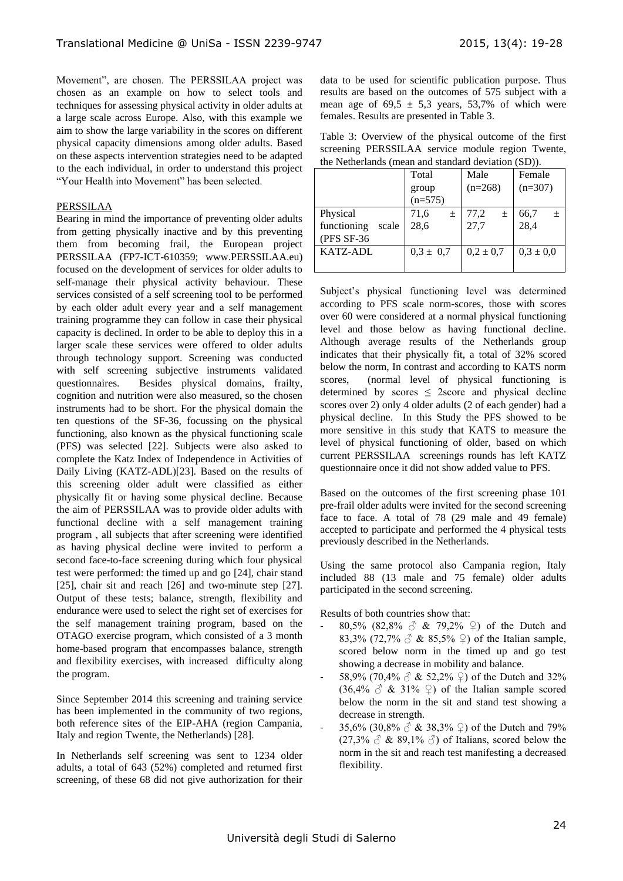Movement", are chosen. The PERSSILAA project was chosen as an example on how to select tools and techniques for assessing physical activity in older adults at a large scale across Europe. Also, with this example we aim to show the large variability in the scores on different physical capacity dimensions among older adults. Based on these aspects intervention strategies need to be adapted to the each individual, in order to understand this project "Your Health into Movement" has been selected.

PERSSILAA

Bearing in mind the importance of preventing older adults from getting physically inactive and by this preventing them from becoming frail, the European project PERSSILAA (FP7-ICT-610359; www.PERSSILAA.eu) focused on the development of services for older adults to self-manage their physical activity behaviour. These services consisted of a self screening tool to be performed by each older adult every year and a self management training programme they can follow in case their physical capacity is declined. In order to be able to deploy this in a larger scale these services were offered to older adults through technology support. Screening was conducted with self screening subjective instruments validated questionnaires. Besides physical domains, frailty, cognition and nutrition were also measured, so the chosen instruments had to be short. For the physical domain the ten questions of the SF-36, focussing on the physical functioning, also known as the physical functioning scale (PFS) was selected [22]. Subjects were also asked to complete the Katz Index of Independence in Activities of Daily Living (KATZ-ADL)[23]. Based on the results of this screening older adult were classified as either physically fit or having some physical decline. Because the aim of PERSSILAA was to provide older adults with functional decline with a self management training program , all subjects that after screening were identified as having physical decline were invited to perform a second face-to-face screening during which four physical test were performed: the timed up and go [24], chair stand [25], chair sit and reach [26] and two-minute step [27]. Output of these tests; balance, strength, flexibility and endurance were used to select the right set of exercises for the self management training program, based on the OTAGO exercise program, which consisted of a 3 month home-based program that encompasses balance, strength and flexibility exercises, with increased difficulty along the program.

Since September 2014 this screening and training service has been implemented in the community of two regions, both reference sites of the EIP-AHA (region Campania, Italy and region Twente, the Netherlands) [28].

In Netherlands self screening was sent to 1234 older adults, a total of 643 (52%) completed and returned first screening, of these 68 did not give authorization for their data to be used for scientific publication purpose. Thus results are based on the outcomes of 575 subject with a mean age of 69,5 ± 5,3 years, 53,7% of which were females. Results are presented in Table 3.

Table 3: Overview of the physical outcome of the first screening PERSSILAA service module region Twente, the Netherlands (mean and standard deviation (SD)).

| | Total group (n=575) | Male (n=268) | Female (n=307) |
|---|---|---|---|
| Physical functioning scale (PFS SF-36 | 71,6 ± 28,6 | 77,2 ± 27,7 | 66,7 ± 28,4 |
| KATZ-ADL | 0,3 ± 0,7 | 0,2 ± 0,7 | 0,3 ± 0,0 |

Subject's physical functioning level was determined according to PFS scale norm-scores, those with scores over 60 were considered at a normal physical functioning level and those below as having functional decline. Although average results of the Netherlands group indicates that their physically fit, a total of 32% scored below the norm, In contrast and according to KATS norm scores, (normal level of physical functioning is determined by scores ≤ 2score and physical decline scores over 2) only 4 older adults (2 of each gender) had a physical decline. In this Study the PFS showed to be more sensitive in this study that KATS to measure the level of physical functioning of older, based on which current PERSSILAA screenings rounds has left KATZ questionnaire once it did not show added value to PFS.

Based on the outcomes of the first screening phase 101 pre-frail older adults were invited for the second screening face to face. A total of 78 (29 male and 49 female) accepted to participate and performed the 4 physical tests previously described in the Netherlands.

Using the same protocol also Campania region, Italy included 88 (13 male and 75 female) older adults participated in the second screening.

Results of both countries show that:

- 80,5% (82,8% ♂ & 79,2% ♀) of the Dutch and 83,3% (72,7% ♂ & 85,5% ♀) of the Italian sample, scored below norm in the timed up and go test showing a decrease in mobility and balance.
- 58,9% (70,4% ♂ & 52,2% ♀) of the Dutch and 32% (36,4% ♂ & 31% ♀) of the Italian sample scored below the norm in the sit and stand test showing a decrease in strength.
- 35,6% (30,8% ♂ & 38,3% ♀) of the Dutch and 79% (27,3% ♂ & 89,1% ♂) of Italians, scored below the norm in the sit and reach test manifesting a decreased flexibility.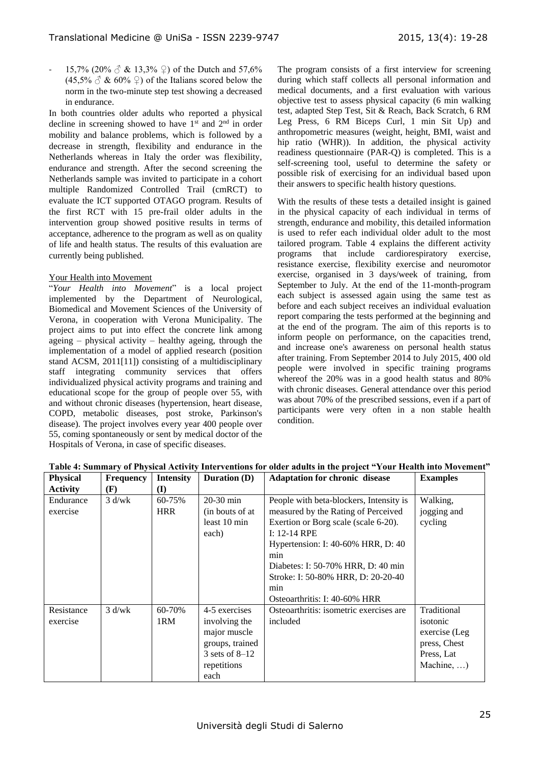- 15,7% (20% ♂ & 13,3% ♀) of the Dutch and 57,6% (45,5% ♂ & 60% ♀) of the Italians scored below the norm in the two-minute step test showing a decreased in endurance.

In both countries older adults who reported a physical decline in screening showed to have 1st and 2nd in order mobility and balance problems, which is followed by a decrease in strength, flexibility and endurance in the Netherlands whereas in Italy the order was flexibility, endurance and strength. After the second screening the Netherlands sample was invited to participate in a cohort multiple Randomized Controlled Trail (cmRCT) to evaluate the ICT supported OTAGO program. Results of the first RCT with 15 pre-frail older adults in the intervention group showed positive results in terms of acceptance, adherence to the program as well as on quality of life and health status. The results of this evaluation are currently being published.

Your Health into Movement

"*Your Health into Movement*" is a local project implemented by the Department of Neurological, Biomedical and Movement Sciences of the University of Verona, in cooperation with Verona Municipality. The project aims to put into effect the concrete link among ageing – physical activity – healthy ageing, through the implementation of a model of applied research (position stand ACSM, 2011[11]) consisting of a multidisciplinary staff integrating community services that offers individualized physical activity programs and training and educational scope for the group of people over 55, with and without chronic diseases (hypertension, heart disease, COPD, metabolic diseases, post stroke, Parkinson's disease). The project involves every year 400 people over 55, coming spontaneously or sent by medical doctor of the Hospitals of Verona, in case of specific diseases.

The program consists of a first interview for screening during which staff collects all personal information and medical documents, and a first evaluation with various objective test to assess physical capacity (6 min walking test, adapted Step Test, Sit & Reach, Back Scratch, 6 RM Leg Press, 6 RM Biceps Curl, 1 min Sit Up) and anthropometric measures (weight, height, BMI, waist and hip ratio (WHR)). In addition, the physical activity readiness questionnaire (PAR-Q) is completed. This is a self-screening tool, useful to determine the safety or possible risk of exercising for an individual based upon their answers to specific health history questions.

With the results of these tests a detailed insight is gained in the physical capacity of each individual in terms of strength, endurance and mobility, this detailed information is used to refer each individual older adult to the most tailored program. Table 4 explains the different activity programs that include cardiorespiratory exercise, resistance exercise, flexibility exercise and neuromotor exercise, organised in 3 days/week of training, from September to July. At the end of the 11-month-program each subject is assessed again using the same test as before and each subject receives an individual evaluation report comparing the tests performed at the beginning and at the end of the program. The aim of this reports is to inform people on performance, on the capacities trend, and increase one's awareness on personal health status after training. From September 2014 to July 2015, 400 old people were involved in specific training programs whereof the 20% was in a good health status and 80% with chronic diseases. General attendance over this period was about 70% of the prescribed sessions, even if a part of participants were very often in a non stable health condition.

**Table 4: Summary of Physical Activity Interventions for older adults in the project "Your Health into Movement"**

| Physical Activity | Frequency (F) | Intensity (I) | Duration (D) | Adaptation for chronic disease | Examples |
|---|---|---|---|---|---|
| Endurance exercise | 3 d/wk | 60-75% HRR | 20-30 min (in bouts of at least 10 min each) | People with beta-blockers, Intensity is measured by the Rating of Perceived Exertion or Borg scale (scale 6-20). I: 12-14 RPE<br>Hypertension: I: 40-60% HRR, D: 40 min<br>Diabetes: I: 50-70% HRR, D: 40 min<br>Stroke: I: 50-80% HRR, D: 20-20-40 min<br>Osteoarthritis: I: 40-60% HRR | Walking, jogging and cycling |
| Resistance exercise | 3 d/wk | 60-70% 1RM | 4-5 exercises involving the major muscle groups, trained 3 sets of 8–12 repetitions each | Osteoarthritis: isometric exercises are included | Traditional isotonic exercise (Leg press, Chest Press, Lat Machine, …) |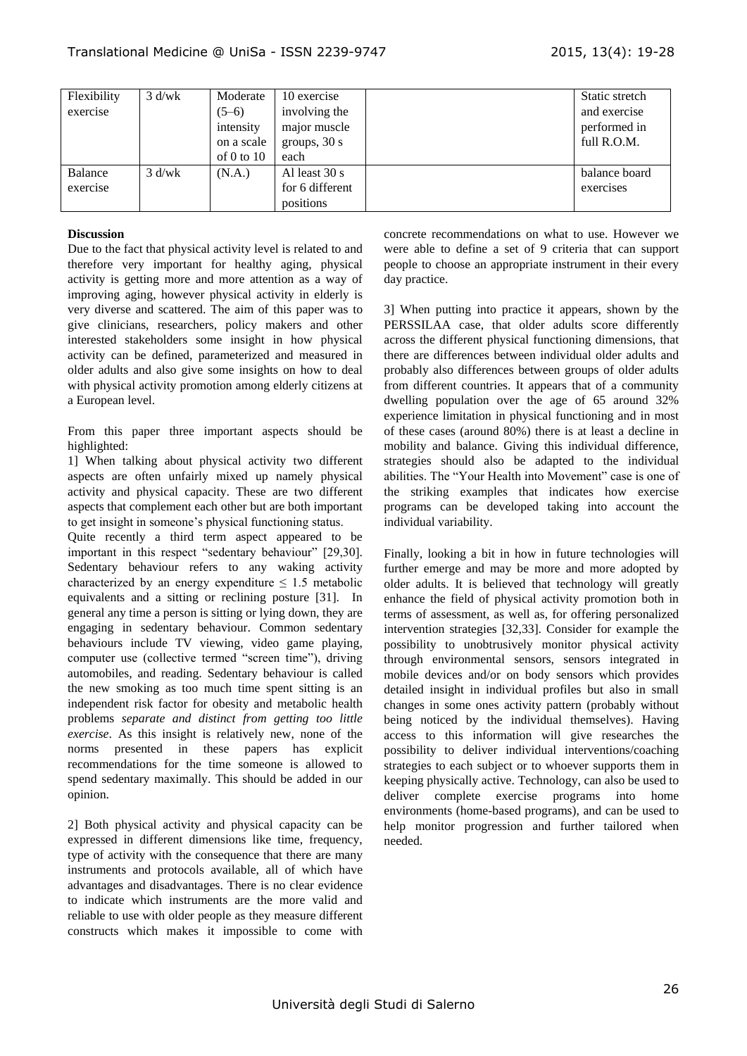| Flexibility exercise | 3 d/wk | Moderate (5–6) intensity on a scale of 0 to 10 | 10 exercise involving the major muscle groups, 30 s each | | Static stretch and exercise performed in full R.O.M. |
|---|---|---|---|---|---|
| Balance exercise | 3 d/wk | (N.A.) | Al least 30 s for 6 different positions | | balance board exercises |

**Discussion**

Due to the fact that physical activity level is related to and therefore very important for healthy aging, physical activity is getting more and more attention as a way of improving aging, however physical activity in elderly is very diverse and scattered. The aim of this paper was to give clinicians, researchers, policy makers and other interested stakeholders some insight in how physical activity can be defined, parameterized and measured in older adults and also give some insights on how to deal with physical activity promotion among elderly citizens at a European level.

From this paper three important aspects should be highlighted:

1] When talking about physical activity two different aspects are often unfairly mixed up namely physical activity and physical capacity. These are two different aspects that complement each other but are both important to get insight in someone's physical functioning status.

Quite recently a third term aspect appeared to be important in this respect "sedentary behaviour" [29,30]. Sedentary behaviour refers to any waking activity characterized by an energy expenditure $\leq$ 1.5 metabolic equivalents and a sitting or reclining posture [31]. In general any time a person is sitting or lying down, they are engaging in sedentary behaviour. Common sedentary behaviours include TV viewing, video game playing, computer use (collective termed "screen time"), driving automobiles, and reading. Sedentary behaviour is called the new smoking as too much time spent sitting is an independent risk factor for obesity and metabolic health problems *separate and distinct from getting too little exercise*. As this insight is relatively new, none of the norms presented in these papers has explicit recommendations for the time someone is allowed to spend sedentary maximally. This should be added in our opinion.

2] Both physical activity and physical capacity can be expressed in different dimensions like time, frequency, type of activity with the consequence that there are many instruments and protocols available, all of which have advantages and disadvantages. There is no clear evidence to indicate which instruments are the more valid and reliable to use with older people as they measure different constructs which makes it impossible to come with concrete recommendations on what to use. However we were able to define a set of 9 criteria that can support people to choose an appropriate instrument in their every day practice.

3] When putting into practice it appears, shown by the PERSSILAA case, that older adults score differently across the different physical functioning dimensions, that there are differences between individual older adults and probably also differences between groups of older adults from different countries. It appears that of a community dwelling population over the age of 65 around 32% experience limitation in physical functioning and in most of these cases (around 80%) there is at least a decline in mobility and balance. Giving this individual difference, strategies should also be adapted to the individual abilities. The "Your Health into Movement" case is one of the striking examples that indicates how exercise programs can be developed taking into account the individual variability.

Finally, looking a bit in how in future technologies will further emerge and may be more and more adopted by older adults. It is believed that technology will greatly enhance the field of physical activity promotion both in terms of assessment, as well as, for offering personalized intervention strategies [32,33]. Consider for example the possibility to unobtrusively monitor physical activity through environmental sensors, sensors integrated in mobile devices and/or on body sensors which provides detailed insight in individual profiles but also in small changes in some ones activity pattern (probably without being noticed by the individual themselves). Having access to this information will give researches the possibility to deliver individual interventions/coaching strategies to each subject or to whoever supports them in keeping physically active. Technology, can also be used to deliver complete exercise programs into home environments (home-based programs), and can be used to help monitor progression and further tailored when needed.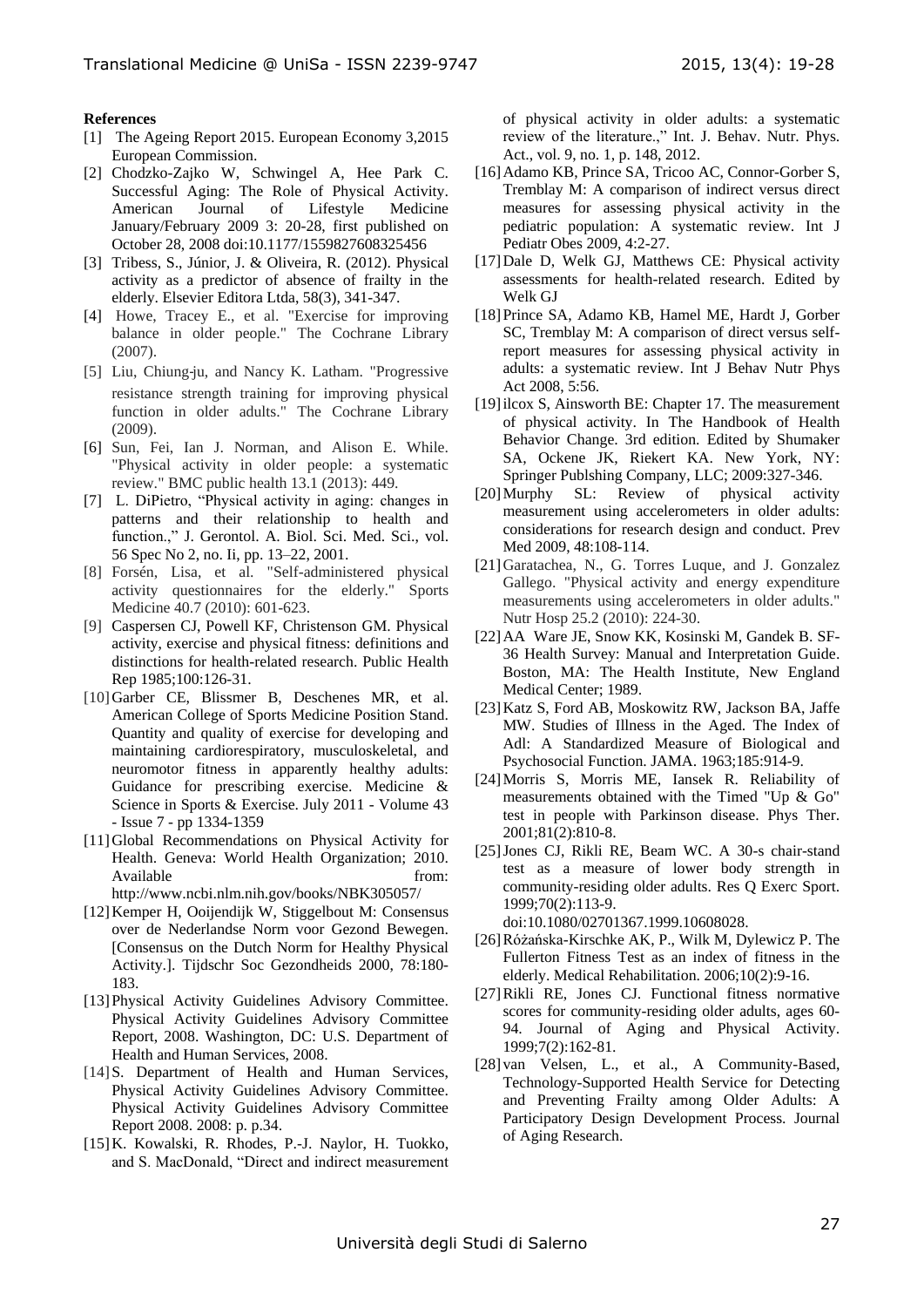**References**

[1] The Ageing Report 2015. European Economy 3,2015 European Commission.

[2] Chodzko-Zajko W, Schwingel A, Hee Park C. Successful Aging: The Role of Physical Activity. American Journal of Lifestyle Medicine January/February 2009 3: 20-28, first published on October 28, 2008 doi:10.1177/1559827608325456

[3] Tribess, S., Júnior, J. & Oliveira, R. (2012). Physical activity as a predictor of absence of frailty in the elderly. Elsevier Editora Ltda, 58(3), 341-347.

[4] Howe, Tracey E., et al. "Exercise for improving balance in older people." The Cochrane Library (2007).

[5] Liu, Chiung-ju, and Nancy K. Latham. "Progressive resistance strength training for improving physical function in older adults." The Cochrane Library (2009).

[6] Sun, Fei, Ian J. Norman, and Alison E. While. "Physical activity in older people: a systematic review." BMC public health 13.1 (2013): 449.

[7] L. DiPietro, "Physical activity in aging: changes in patterns and their relationship to health and function.," J. Gerontol. A. Biol. Sci. Med. Sci., vol. 56 Spec No 2, no. Ii, pp. 13–22, 2001.

[8] Forsén, Lisa, et al. "Self-administered physical activity questionnaires for the elderly." Sports Medicine 40.7 (2010): 601-623.

[9] Caspersen CJ, Powell KF, Christenson GM. Physical activity, exercise and physical fitness: definitions and distinctions for health-related research. Public Health Rep 1985;100:126-31.

[10] Garber CE, Blissmer B, Deschenes MR, et al. American College of Sports Medicine Position Stand. Quantity and quality of exercise for developing and maintaining cardiorespiratory, musculoskeletal, and neuromotor fitness in apparently healthy adults: Guidance for prescribing exercise. Medicine & Science in Sports & Exercise. July 2011 - Volume 43 - Issue 7 - pp 1334-1359

[11] Global Recommendations on Physical Activity for Health. Geneva: World Health Organization; 2010. Available from: http://www.ncbi.nlm.nih.gov/books/NBK305057/

[12] Kemper H, Ooijendijk W, Stiggelbout M: Consensus over de Nederlandse Norm voor Gezond Bewegen. [Consensus on the Dutch Norm for Healthy Physical Activity.]. Tijdschr Soc Gezondheids 2000, 78:180-183.

[13] Physical Activity Guidelines Advisory Committee. Physical Activity Guidelines Advisory Committee Report, 2008. Washington, DC: U.S. Department of Health and Human Services, 2008.

[14] S. Department of Health and Human Services, Physical Activity Guidelines Advisory Committee. Physical Activity Guidelines Advisory Committee Report 2008. 2008: p. p.34.

[15] K. Kowalski, R. Rhodes, P.-J. Naylor, H. Tuokko, and S. MacDonald, "Direct and indirect measurement of physical activity in older adults: a systematic review of the literature.," Int. J. Behav. Nutr. Phys. Act., vol. 9, no. 1, p. 148, 2012.

[16] Adamo KB, Prince SA, Tricoo AC, Connor-Gorber S, Tremblay M: A comparison of indirect versus direct measures for assessing physical activity in the pediatric population: A systematic review. Int J Pediatr Obes 2009, 4:2-27.

[17] Dale D, Welk GJ, Matthews CE: Physical activity assessments for health-related research. Edited by Welk GJ

[18] Prince SA, Adamo KB, Hamel ME, Hardt J, Gorber SC, Tremblay M: A comparison of direct versus self-report measures for assessing physical activity in adults: a systematic review. Int J Behav Nutr Phys Act 2008, 5:56.

[19] ilcox S, Ainsworth BE: Chapter 17. The measurement of physical activity. In The Handbook of Health Behavior Change. 3rd edition. Edited by Shumaker SA, Ockene JK, Riekert KA. New York, NY: Springer Publshing Company, LLC; 2009:327-346.

[20] Murphy SL: Review of physical activity measurement using accelerometers in older adults: considerations for research design and conduct. Prev Med 2009, 48:108-114.

[21] Garatachea, N., G. Torres Luque, and J. Gonzalez Gallego. "Physical activity and energy expenditure measurements using accelerometers in older adults." Nutr Hosp 25.2 (2010): 224-30.

[22] AA Ware JE, Snow KK, Kosinski M, Gandek B. SF-36 Health Survey: Manual and Interpretation Guide. Boston, MA: The Health Institute, New England Medical Center; 1989.

[23] Katz S, Ford AB, Moskowitz RW, Jackson BA, Jaffe MW. Studies of Illness in the Aged. The Index of Adl: A Standardized Measure of Biological and Psychosocial Function. JAMA. 1963;185:914-9.

[24] Morris S, Morris ME, Iansek R. Reliability of measurements obtained with the Timed "Up & Go" test in people with Parkinson disease. Phys Ther. 2001;81(2):810-8.

[25] Jones CJ, Rikli RE, Beam WC. A 30-s chair-stand test as a measure of lower body strength in community-residing older adults. Res Q Exerc Sport. 1999;70(2):113-9. doi:10.1080/02701367.1999.10608028.

[26] Różańska-Kirschke AK, P., Wilk M, Dylewicz P. The Fullerton Fitness Test as an index of fitness in the elderly. Medical Rehabilitation. 2006;10(2):9-16.

[27] Rikli RE, Jones CJ. Functional fitness normative scores for community-residing older adults, ages 60-94. Journal of Aging and Physical Activity. 1999;7(2):162-81.

[28] van Velsen, L., et al., A Community-Based, Technology-Supported Health Service for Detecting and Preventing Frailty among Older Adults: A Participatory Design Development Process. Journal of Aging Research.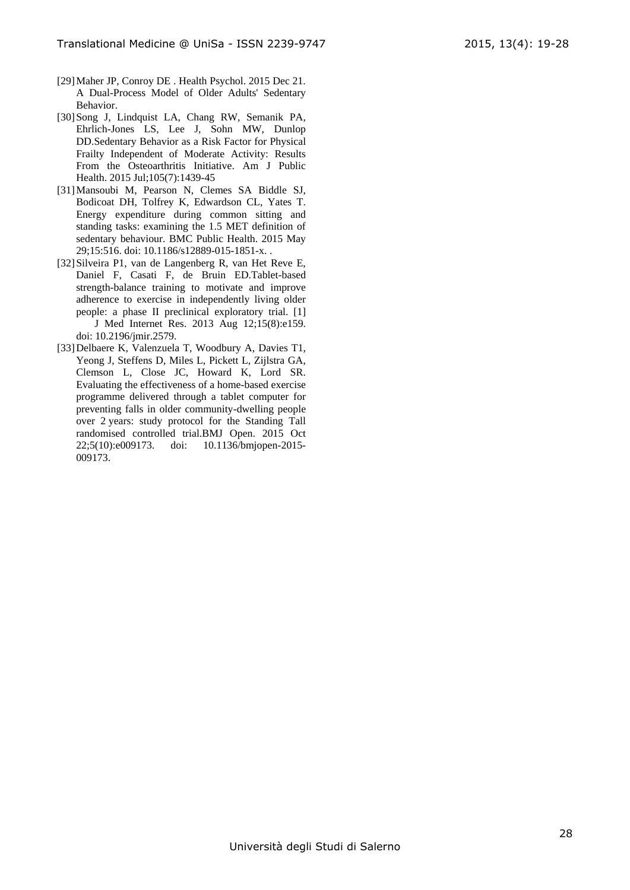[29] Maher JP, Conroy DE . Health Psychol. 2015 Dec 21. A Dual-Process Model of Older Adults' Sedentary Behavior.

[30] Song J, Lindquist LA, Chang RW, Semanik PA, Ehrlich-Jones LS, Lee J, Sohn MW, Dunlop DD.Sedentary Behavior as a Risk Factor for Physical Frailty Independent of Moderate Activity: Results From the Osteoarthritis Initiative. Am J Public Health. 2015 Jul;105(7):1439-45

[31] Mansoubi M, Pearson N, Clemes SA Biddle SJ, Bodicoat DH, Tolfrey K, Edwardson CL, Yates T. Energy expenditure during common sitting and standing tasks: examining the 1.5 MET definition of sedentary behaviour. BMC Public Health. 2015 May 29;15:516. doi: 10.1186/s12889-015-1851-x. .

[32] Silveira P1, van de Langenberg R, van Het Reve E, Daniel F, Casati F, de Bruin ED.Tablet-based strength-balance training to motivate and improve adherence to exercise in independently living older people: a phase II preclinical exploratory trial. [1] J Med Internet Res. 2013 Aug 12;15(8):e159. doi: 10.2196/jmir.2579.

[33] Delbaere K, Valenzuela T, Woodbury A, Davies T1, Yeong J, Steffens D, Miles L, Pickett L, Zijlstra GA, Clemson L, Close JC, Howard K, Lord SR. Evaluating the effectiveness of a home-based exercise programme delivered through a tablet computer for preventing falls in older community-dwelling people over 2 years: study protocol for the Standing Tall randomised controlled trial.BMJ Open. 2015 Oct 22;5(10):e009173. doi: 10.1136/bmjopen-2015-009173.